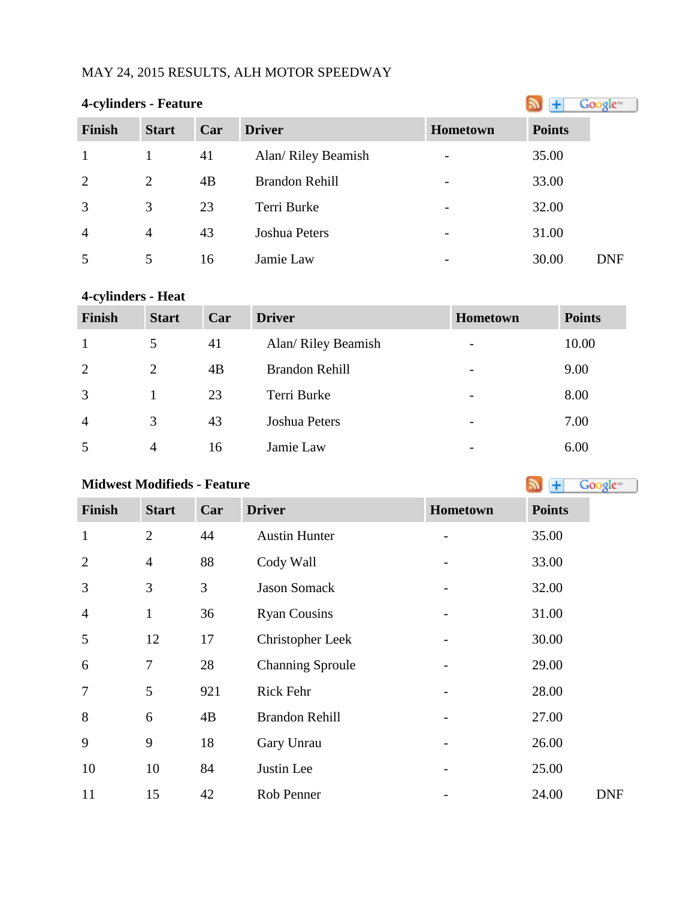MAY 24, 2015 RESULTS, ALH MOTOR SPEEDWAY

**4-cylinders - Feature**

| Finish | Start | Car | Driver | Hometown | Points | |
|---|---|---|---|---|---|---|
| 1 | 1 | 41 | Alan/ Riley Beamish | - | 35.00 | |
| 2 | 2 | 4B | Brandon Rehill | - | 33.00 | |
| 3 | 3 | 23 | Terri Burke | - | 32.00 | |
| 4 | 4 | 43 | Joshua Peters | - | 31.00 | |
| 5 | 5 | 16 | Jamie Law | - | 30.00 | DNF |

**4-cylinders - Heat**

| Finish | Start | Car | Driver | Hometown | Points |
|---|---|---|---|---|---|
| 1 | 5 | 41 | Alan/ Riley Beamish | - | 10.00 |
| 2 | 2 | 4B | Brandon Rehill | - | 9.00 |
| 3 | 1 | 23 | Terri Burke | - | 8.00 |
| 4 | 3 | 43 | Joshua Peters | - | 7.00 |
| 5 | 4 | 16 | Jamie Law | - | 6.00 |

**Midwest Modifieds - Feature**

| Finish | Start | Car | Driver | Hometown | Points | |
|---|---|---|---|---|---|---|
| 1 | 2 | 44 | Austin Hunter | - | 35.00 | |
| 2 | 4 | 88 | Cody Wall | - | 33.00 | |
| 3 | 3 | 3 | Jason Somack | - | 32.00 | |
| 4 | 1 | 36 | Ryan Cousins | - | 31.00 | |
| 5 | 12 | 17 | Christopher Leek | - | 30.00 | |
| 6 | 7 | 28 | Channing Sproule | - | 29.00 | |
| 7 | 5 | 921 | Rick Fehr | - | 28.00 | |
| 8 | 6 | 4B | Brandon Rehill | - | 27.00 | |
| 9 | 9 | 18 | Gary Unrau | - | 26.00 | |
| 10 | 10 | 84 | Justin Lee | - | 25.00 | |
| 11 | 15 | 42 | Rob Penner | - | 24.00 | DNF |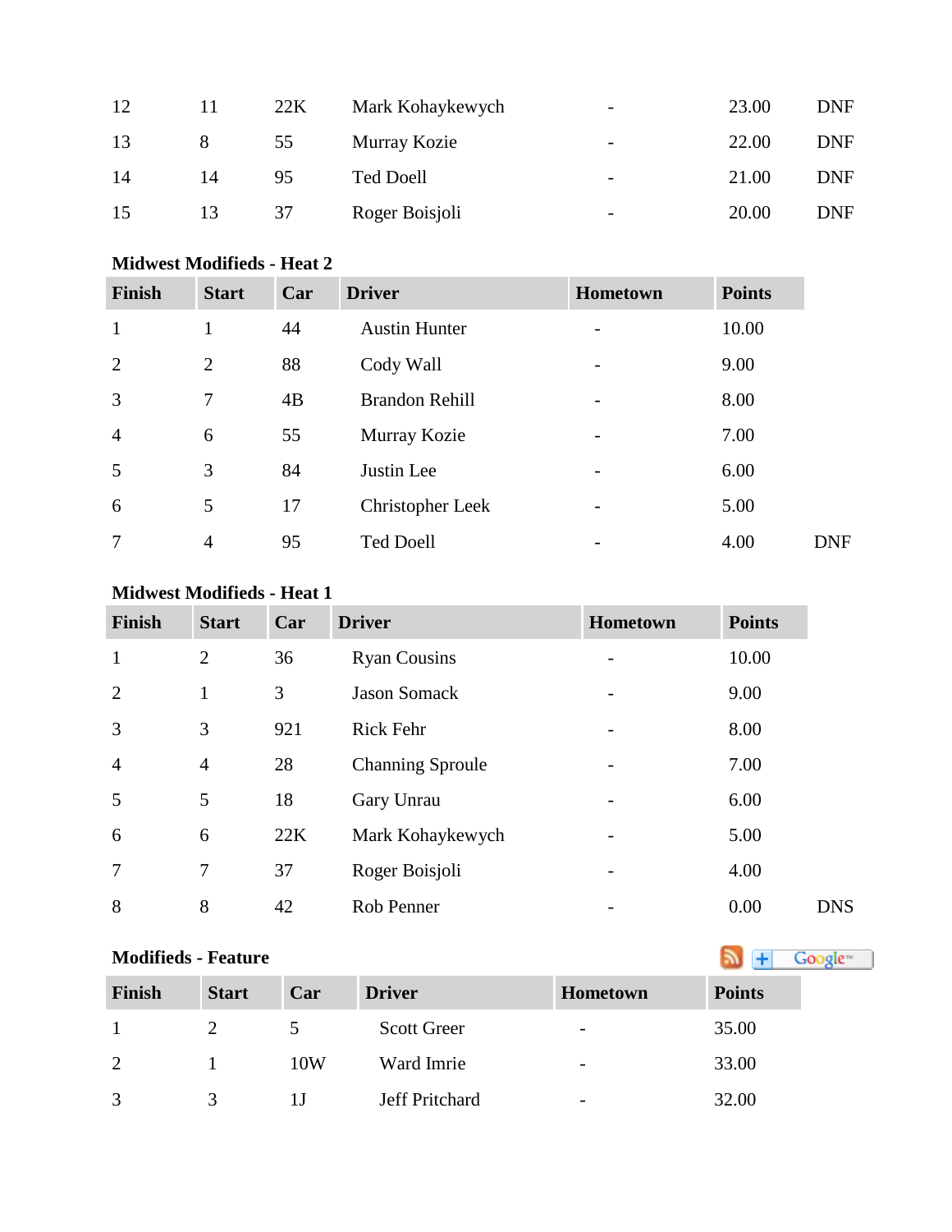| | | | | | | |
|---|---|---|---|---|---|---|
| 12 | 11 | 22K | Mark Kohaykewych | - | 23.00 | DNF |
| 13 | 8 | 55 | Murray Kozie | - | 22.00 | DNF |
| 14 | 14 | 95 | Ted Doell | - | 21.00 | DNF |
| 15 | 13 | 37 | Roger Boisjoli | - | 20.00 | DNF |

**Midwest Modifieds - Heat 2**

| Finish | Start | Car | Driver | Hometown | Points | |
|---|---|---|---|---|---|---|
| 1 | 1 | 44 | Austin Hunter | - | 10.00 | |
| 2 | 2 | 88 | Cody Wall | - | 9.00 | |
| 3 | 7 | 4B | Brandon Rehill | - | 8.00 | |
| 4 | 6 | 55 | Murray Kozie | - | 7.00 | |
| 5 | 3 | 84 | Justin Lee | - | 6.00 | |
| 6 | 5 | 17 | Christopher Leek | - | 5.00 | |
| 7 | 4 | 95 | Ted Doell | - | 4.00 | DNF |

**Midwest Modifieds - Heat 1**

| Finish | Start | Car | Driver | Hometown | Points | |
|---|---|---|---|---|---|---|
| 1 | 2 | 36 | Ryan Cousins | - | 10.00 | |
| 2 | 1 | 3 | Jason Somack | - | 9.00 | |
| 3 | 3 | 921 | Rick Fehr | - | 8.00 | |
| 4 | 4 | 28 | Channing Sproule | - | 7.00 | |
| 5 | 5 | 18 | Gary Unrau | - | 6.00 | |
| 6 | 6 | 22K | Mark Kohaykewych | - | 5.00 | |
| 7 | 7 | 37 | Roger Boisjoli | - | 4.00 | |
| 8 | 8 | 42 | Rob Penner | - | 0.00 | DNS |

**Modifieds - Feature**

| Finish | Start | Car | Driver | Hometown | Points |
|---|---|---|---|---|---|
| 1 | 2 | 5 | Scott Greer | - | 35.00 |
| 2 | 1 | 10W | Ward Imrie | - | 33.00 |
| 3 | 3 | 1J | Jeff Pritchard | - | 32.00 |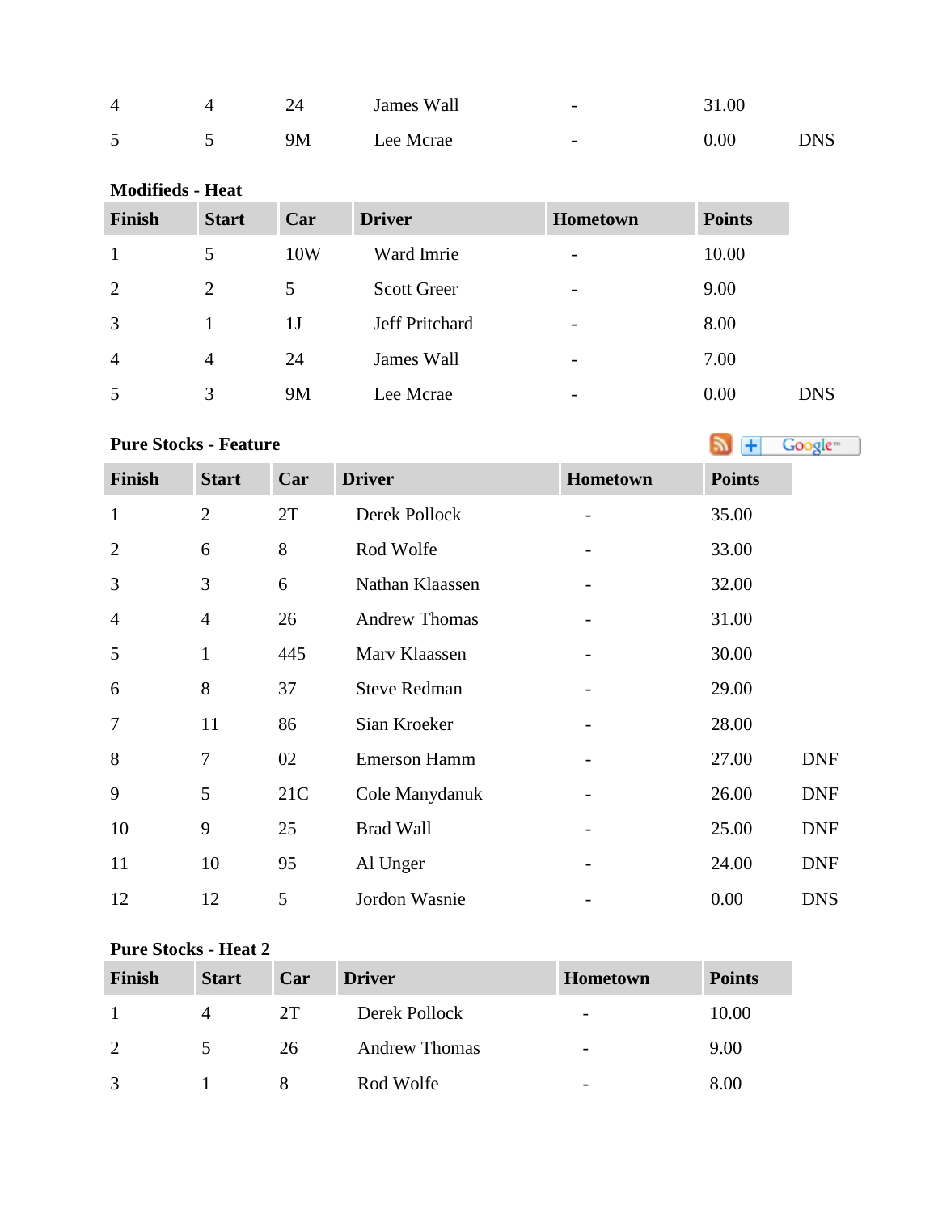| | | | | | | |
|---|---|---|---|---|---|---|
| 4 | 4 | 24 | James Wall | - | 31.00 | |
| 5 | 5 | 9M | Lee Mcrae | - | 0.00 | DNS |

**Modifieds - Heat**

| Finish | Start | Car | Driver | Hometown | Points | |
|---|---|---|---|---|---|---|
| 1 | 5 | 10W | Ward Imrie | - | 10.00 | |
| 2 | 2 | 5 | Scott Greer | - | 9.00 | |
| 3 | 1 | 1J | Jeff Pritchard | - | 8.00 | |
| 4 | 4 | 24 | James Wall | - | 7.00 | |
| 5 | 3 | 9M | Lee Mcrae | - | 0.00 | DNS |

**Pure Stocks - Feature**

| Finish | Start | Car | Driver | Hometown | Points | |
|---|---|---|---|---|---|---|
| 1 | 2 | 2T | Derek Pollock | - | 35.00 | |
| 2 | 6 | 8 | Rod Wolfe | - | 33.00 | |
| 3 | 3 | 6 | Nathan Klaassen | - | 32.00 | |
| 4 | 4 | 26 | Andrew Thomas | - | 31.00 | |
| 5 | 1 | 445 | Marv Klaassen | - | 30.00 | |
| 6 | 8 | 37 | Steve Redman | - | 29.00 | |
| 7 | 11 | 86 | Sian Kroeker | - | 28.00 | |
| 8 | 7 | 02 | Emerson Hamm | - | 27.00 | DNF |
| 9 | 5 | 21C | Cole Manydanuk | - | 26.00 | DNF |
| 10 | 9 | 25 | Brad Wall | - | 25.00 | DNF |
| 11 | 10 | 95 | Al Unger | - | 24.00 | DNF |
| 12 | 12 | 5 | Jordon Wasnie | - | 0.00 | DNS |

**Pure Stocks - Heat 2**

| Finish | Start | Car | Driver | Hometown | Points |
|---|---|---|---|---|---|
| 1 | 4 | 2T | Derek Pollock | - | 10.00 |
| 2 | 5 | 26 | Andrew Thomas | - | 9.00 |
| 3 | 1 | 8 | Rod Wolfe | - | 8.00 |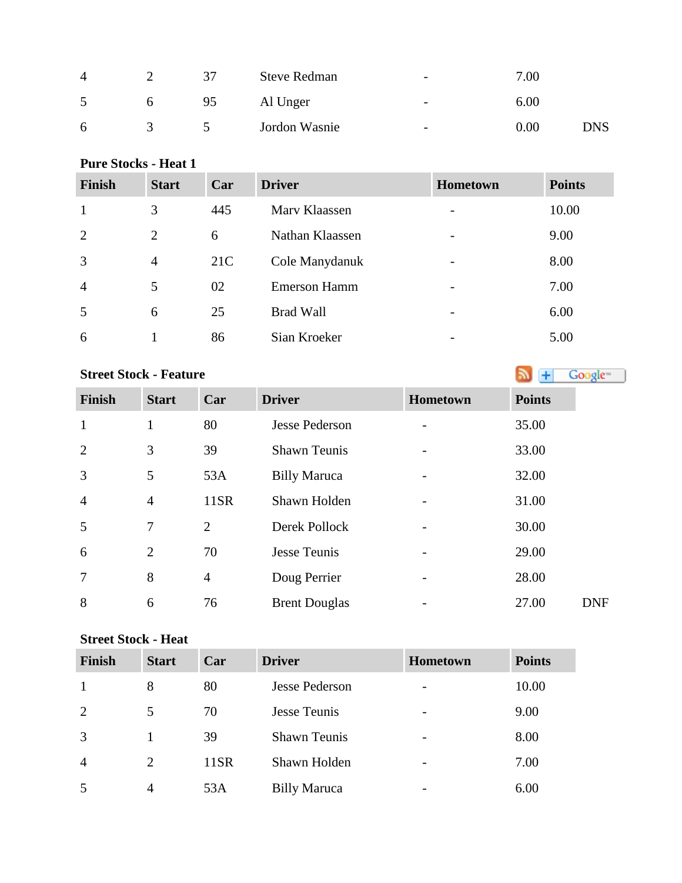| Finish | Start | Car | Driver | Hometown | Points | |
|---|---|---|---|---|---|---|
| 4 | 2 | 37 | Steve Redman | - | 7.00 | |
| 5 | 6 | 95 | Al Unger | - | 6.00 | |
| 6 | 3 | 5 | Jordon Wasnie | - | 0.00 | DNS |

**Pure Stocks - Heat 1**

| Finish | Start | Car | Driver | Hometown | Points |
|---|---|---|---|---|---|
| 1 | 3 | 445 | Marv Klaassen | - | 10.00 |
| 2 | 2 | 6 | Nathan Klaassen | - | 9.00 |
| 3 | 4 | 21C | Cole Manydanuk | - | 8.00 |
| 4 | 5 | 02 | Emerson Hamm | - | 7.00 |
| 5 | 6 | 25 | Brad Wall | - | 6.00 |
| 6 | 1 | 86 | Sian Kroeker | - | 5.00 |

**Street Stock - Feature**

| Finish | Start | Car | Driver | Hometown | Points | |
|---|---|---|---|---|---|---|
| 1 | 1 | 80 | Jesse Pederson | - | 35.00 | |
| 2 | 3 | 39 | Shawn Teunis | - | 33.00 | |
| 3 | 5 | 53A | Billy Maruca | - | 32.00 | |
| 4 | 4 | 11SR | Shawn Holden | - | 31.00 | |
| 5 | 7 | 2 | Derek Pollock | - | 30.00 | |
| 6 | 2 | 70 | Jesse Teunis | - | 29.00 | |
| 7 | 8 | 4 | Doug Perrier | - | 28.00 | |
| 8 | 6 | 76 | Brent Douglas | - | 27.00 | DNF |

**Street Stock - Heat**

| Finish | Start | Car | Driver | Hometown | Points |
|---|---|---|---|---|---|
| 1 | 8 | 80 | Jesse Pederson | - | 10.00 |
| 2 | 5 | 70 | Jesse Teunis | - | 9.00 |
| 3 | 1 | 39 | Shawn Teunis | - | 8.00 |
| 4 | 2 | 11SR | Shawn Holden | - | 7.00 |
| 5 | 4 | 53A | Billy Maruca | - | 6.00 |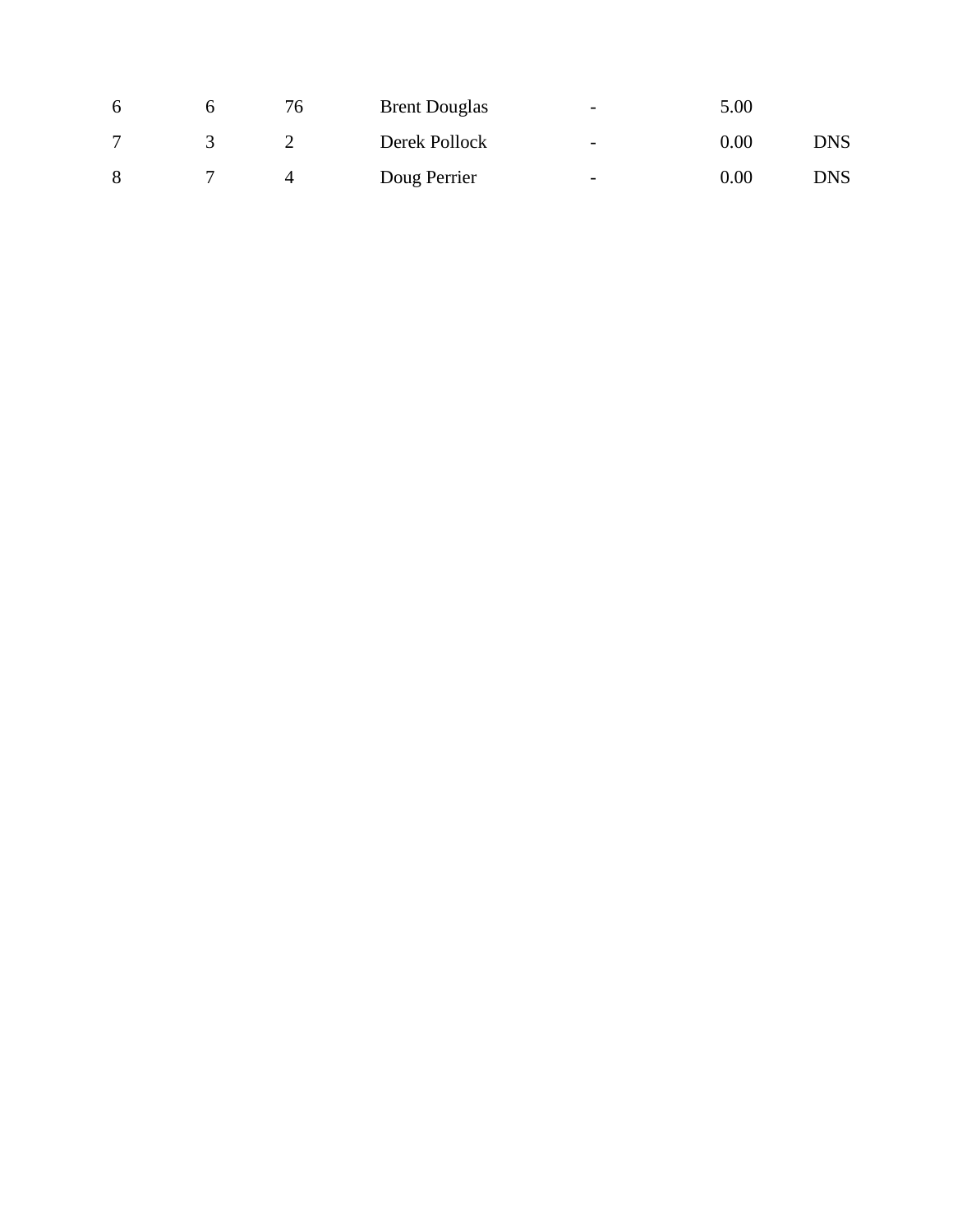| | | | | | | |
|---|---|---|---|---|---|---|
| 6 | 6 | 76 | Brent Douglas | - | 5.00 | |
| 7 | 3 | 2 | Derek Pollock | - | 0.00 | DNS |
| 8 | 7 | 4 | Doug Perrier | - | 0.00 | DNS |